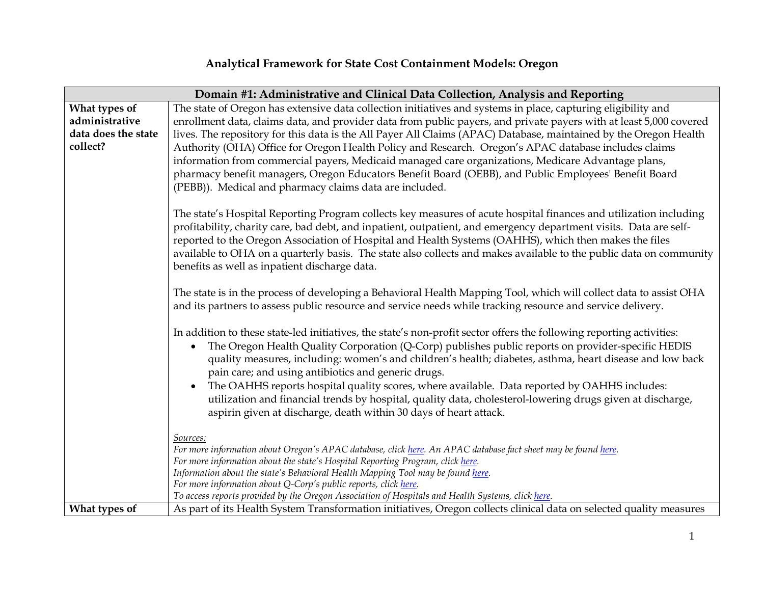# Analytical Framework for State Cost Containment Models: Oregon

| Domain #1: Administrative and Clinical Data Collection, Analysis and Reporting | |
|---|---|
| **What types of administrative data does the state collect?** | The state of Oregon has extensive data collection initiatives and systems in place, capturing eligibility and enrollment data, claims data, and provider data from public payers, and private payers with at least 5,000 covered lives. The repository for this data is the All Payer All Claims (APAC) Database, maintained by the Oregon Health Authority (OHA) Office for Oregon Health Policy and Research. Oregon's APAC database includes claims information from commercial payers, Medicaid managed care organizations, Medicare Advantage plans, pharmacy benefit managers, Oregon Educators Benefit Board (OEBB), and Public Employees' Benefit Board (PEBB)). Medical and pharmacy claims data are included.<br><br>The state's Hospital Reporting Program collects key measures of acute hospital finances and utilization including profitability, charity care, bad debt, and inpatient, outpatient, and emergency department visits. Data are self-reported to the Oregon Association of Hospital and Health Systems (OAHHS), which then makes the files available to OHA on a quarterly basis. The state also collects and makes available to the public data on community benefits as well as inpatient discharge data.<br><br>The state is in the process of developing a Behavioral Health Mapping Tool, which will collect data to assist OHA and its partners to assess public resource and service needs while tracking resource and service delivery.<br><br>In addition to these state-led initiatives, the state's non-profit sector offers the following reporting activities:<br>• The Oregon Health Quality Corporation (Q-Corp) publishes public reports on provider-specific HEDIS quality measures, including: women's and children's health; diabetes, asthma, heart disease and low back pain care; and using antibiotics and generic drugs.<br>• The OAHHS reports hospital quality scores, where available. Data reported by OAHHS includes: utilization and financial trends by hospital, quality data, cholesterol-lowering drugs given at discharge, aspirin given at discharge, death within 30 days of heart attack.<br><br>*Sources:*<br>*For more information about Oregon's APAC database, click here. An APAC database fact sheet may be found here.*<br>*For more information about the state's Hospital Reporting Program, click here.*<br>*Information about the state's Behavioral Health Mapping Tool may be found here.*<br>*For more information about Q-Corp's public reports, click here.*<br>*To access reports provided by the Oregon Association of Hospitals and Health Systems, click here.* |
| **What types of** | As part of its Health System Transformation initiatives, Oregon collects clinical data on selected quality measures |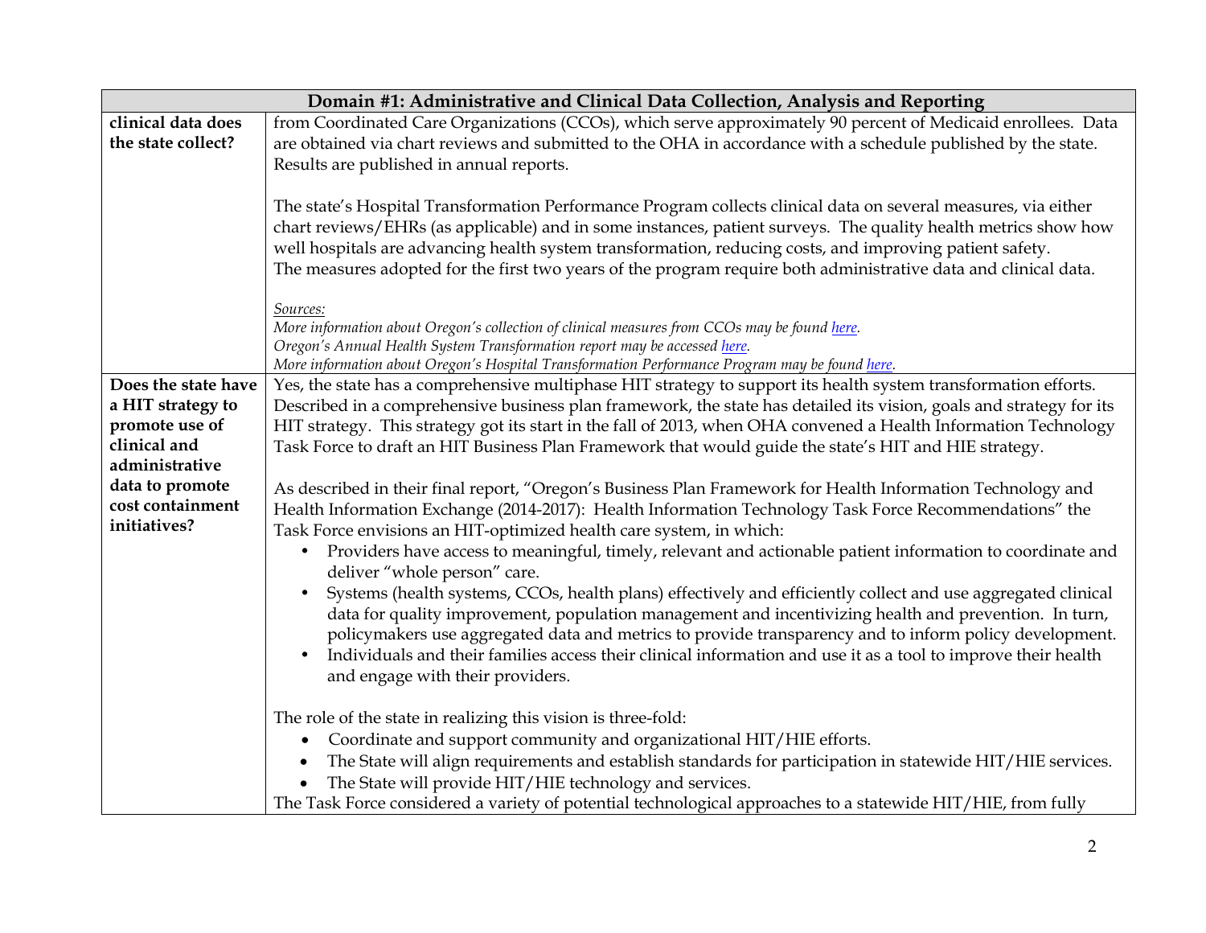| Domain #1: Administrative and Clinical Data Collection, Analysis and Reporting | |
|---|---|
| clinical data does the state collect? | from Coordinated Care Organizations (CCOs), which serve approximately 90 percent of Medicaid enrollees. Data are obtained via chart reviews and submitted to the OHA in accordance with a schedule published by the state. Results are published in annual reports.<br><br>The state's Hospital Transformation Performance Program collects clinical data on several measures, via either chart reviews/EHRs (as applicable) and in some instances, patient surveys. The quality health metrics show how well hospitals are advancing health system transformation, reducing costs, and improving patient safety. The measures adopted for the first two years of the program require both administrative data and clinical data.<br><br>*Sources:*<br>*More information about Oregon's collection of clinical measures from CCOs may be found here.*<br>*Oregon's Annual Health System Transformation report may be accessed here.*<br>*More information about Oregon's Hospital Transformation Performance Program may be found here.* |
| **Does the state have a HIT strategy to promote use of clinical and administrative data to promote cost containment initiatives?** | Yes, the state has a comprehensive multiphase HIT strategy to support its health system transformation efforts. Described in a comprehensive business plan framework, the state has detailed its vision, goals and strategy for its HIT strategy. This strategy got its start in the fall of 2013, when OHA convened a Health Information Technology Task Force to draft an HIT Business Plan Framework that would guide the state's HIT and HIE strategy.<br><br>As described in their final report, "Oregon's Business Plan Framework for Health Information Technology and Health Information Exchange (2014-2017): Health Information Technology Task Force Recommendations" the Task Force envisions an HIT-optimized health care system, in which:<br>• Providers have access to meaningful, timely, relevant and actionable patient information to coordinate and deliver "whole person" care.<br>• Systems (health systems, CCOs, health plans) effectively and efficiently collect and use aggregated clinical data for quality improvement, population management and incentivizing health and prevention. In turn, policymakers use aggregated data and metrics to provide transparency and to inform policy development.<br>• Individuals and their families access their clinical information and use it as a tool to improve their health and engage with their providers.<br><br>The role of the state in realizing this vision is three-fold:<br>• Coordinate and support community and organizational HIT/HIE efforts.<br>• The State will align requirements and establish standards for participation in statewide HIT/HIE services.<br>• The State will provide HIT/HIE technology and services.<br>The Task Force considered a variety of potential technological approaches to a statewide HIT/HIE, from fully |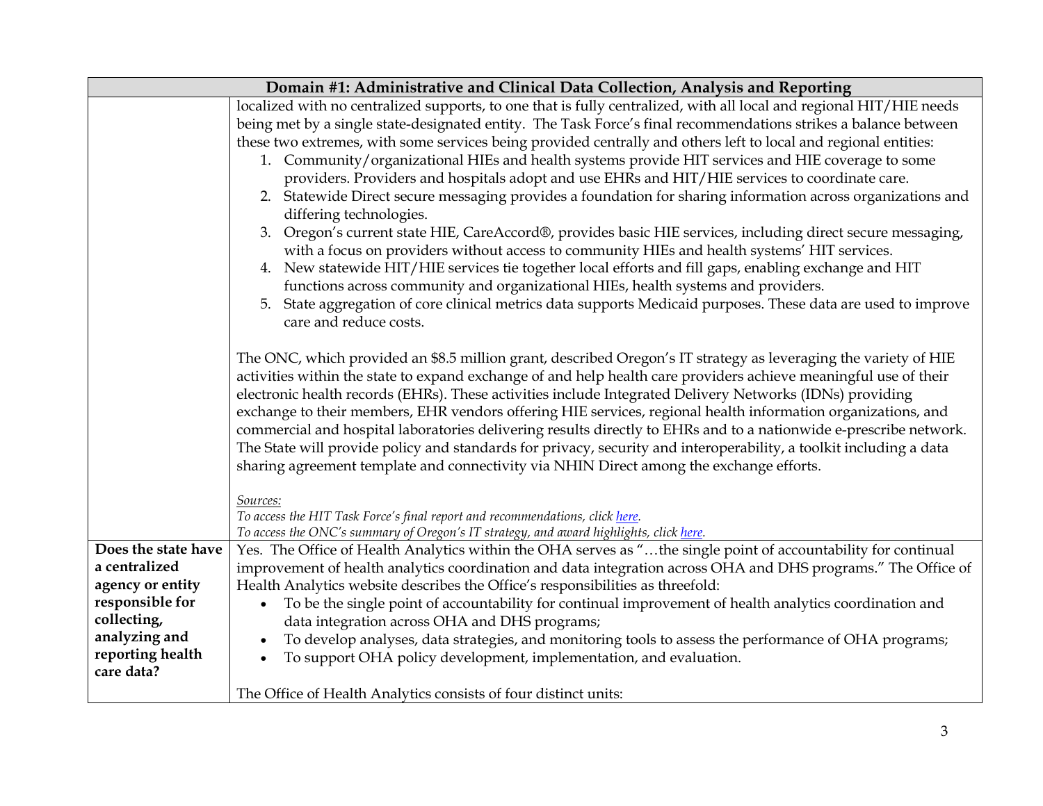| Domain #1: Administrative and Clinical Data Collection, Analysis and Reporting | |
|---|---|
| | localized with no centralized supports, to one that is fully centralized, with all local and regional HIT/HIE needs being met by a single state-designated entity. The Task Force's final recommendations strikes a balance between these two extremes, with some services being provided centrally and others left to local and regional entities:<br>1. Community/organizational HIEs and health systems provide HIT services and HIE coverage to some providers. Providers and hospitals adopt and use EHRs and HIT/HIE services to coordinate care.<br>2. Statewide Direct secure messaging provides a foundation for sharing information across organizations and differing technologies.<br>3. Oregon's current state HIE, CareAccord®, provides basic HIE services, including direct secure messaging, with a focus on providers without access to community HIEs and health systems' HIT services.<br>4. New statewide HIT/HIE services tie together local efforts and fill gaps, enabling exchange and HIT functions across community and organizational HIEs, health systems and providers.<br>5. State aggregation of core clinical metrics data supports Medicaid purposes. These data are used to improve care and reduce costs.<br><br>The ONC, which provided an $8.5 million grant, described Oregon's IT strategy as leveraging the variety of HIE activities within the state to expand exchange of and help health care providers achieve meaningful use of their electronic health records (EHRs). These activities include Integrated Delivery Networks (IDNs) providing exchange to their members, EHR vendors offering HIE services, regional health information organizations, and commercial and hospital laboratories delivering results directly to EHRs and to a nationwide e-prescribe network. The State will provide policy and standards for privacy, security and interoperability, a toolkit including a data sharing agreement template and connectivity via NHIN Direct among the exchange efforts.<br><br>*Sources:*<br>*To access the HIT Task Force's final report and recommendations, click here.*<br>*To access the ONC's summary of Oregon's IT strategy, and award highlights, click here.* |
| **Does the state have a centralized agency or entity responsible for collecting, analyzing and reporting health care data?** | Yes. The Office of Health Analytics within the OHA serves as "…the single point of accountability for continual improvement of health analytics coordination and data integration across OHA and DHS programs." The Office of Health Analytics website describes the Office's responsibilities as threefold:<br>• To be the single point of accountability for continual improvement of health analytics coordination and data integration across OHA and DHS programs;<br>• To develop analyses, data strategies, and monitoring tools to assess the performance of OHA programs;<br>• To support OHA policy development, implementation, and evaluation.<br><br>The Office of Health Analytics consists of four distinct units: |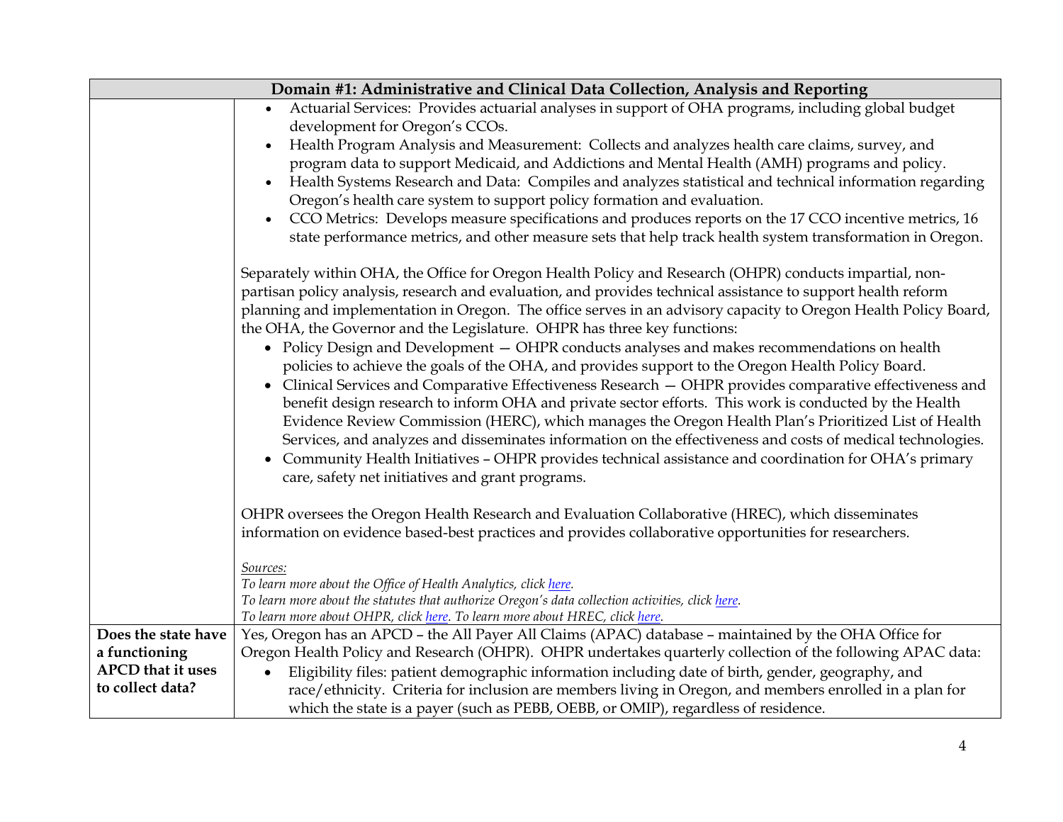| Domain #1: Administrative and Clinical Data Collection, Analysis and Reporting | |
|---|---|
| | • Actuarial Services: Provides actuarial analyses in support of OHA programs, including global budget development for Oregon's CCOs.<br>• Health Program Analysis and Measurement: Collects and analyzes health care claims, survey, and program data to support Medicaid, and Addictions and Mental Health (AMH) programs and policy.<br>• Health Systems Research and Data: Compiles and analyzes statistical and technical information regarding Oregon's health care system to support policy formation and evaluation.<br>• CCO Metrics: Develops measure specifications and produces reports on the 17 CCO incentive metrics, 16 state performance metrics, and other measure sets that help track health system transformation in Oregon.<br><br>Separately within OHA, the Office for Oregon Health Policy and Research (OHPR) conducts impartial, non-partisan policy analysis, research and evaluation, and provides technical assistance to support health reform planning and implementation in Oregon. The office serves in an advisory capacity to Oregon Health Policy Board, the OHA, the Governor and the Legislature. OHPR has three key functions:<br>• Policy Design and Development — OHPR conducts analyses and makes recommendations on health policies to achieve the goals of the OHA, and provides support to the Oregon Health Policy Board.<br>• Clinical Services and Comparative Effectiveness Research — OHPR provides comparative effectiveness and benefit design research to inform OHA and private sector efforts. This work is conducted by the Health Evidence Review Commission (HERC), which manages the Oregon Health Plan's Prioritized List of Health Services, and analyzes and disseminates information on the effectiveness and costs of medical technologies.<br>• Community Health Initiatives – OHPR provides technical assistance and coordination for OHA's primary care, safety net initiatives and grant programs.<br><br>OHPR oversees the Oregon Health Research and Evaluation Collaborative (HREC), which disseminates information on evidence based-best practices and provides collaborative opportunities for researchers.<br><br>*Sources:*<br>*To learn more about the Office of Health Analytics, click here.*<br>*To learn more about the statutes that authorize Oregon's data collection activities, click here.*<br>*To learn more about OHPR, click here. To learn more about HREC, click here.* |
| **Does the state have a functioning APCD that it uses to collect data?** | Yes, Oregon has an APCD – the All Payer All Claims (APAC) database – maintained by the OHA Office for Oregon Health Policy and Research (OHPR). OHPR undertakes quarterly collection of the following APAC data:<br>• Eligibility files: patient demographic information including date of birth, gender, geography, and race/ethnicity. Criteria for inclusion are members living in Oregon, and members enrolled in a plan for which the state is a payer (such as PEBB, OEBB, or OMIP), regardless of residence. |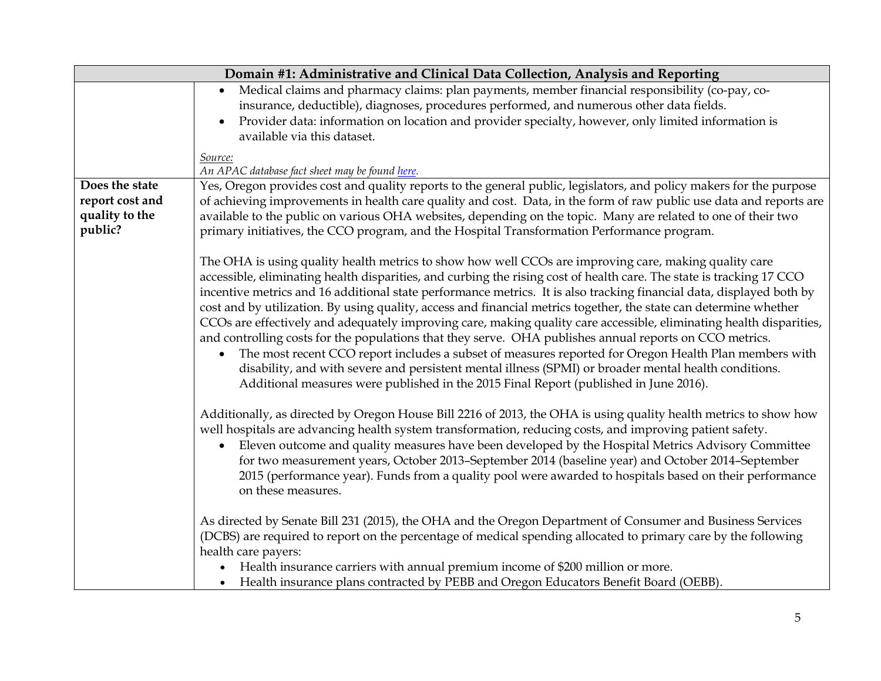| Domain #1: Administrative and Clinical Data Collection, Analysis and Reporting | |
|---|---|
| | • Medical claims and pharmacy claims: plan payments, member financial responsibility (co-pay, co-insurance, deductible), diagnoses, procedures performed, and numerous other data fields.<br>• Provider data: information on location and provider specialty, however, only limited information is available via this dataset.<br><br>*Source:*<br>*An APAC database fact sheet may be found here.* |
| **Does the state report cost and quality to the public?** | Yes, Oregon provides cost and quality reports to the general public, legislators, and policy makers for the purpose of achieving improvements in health care quality and cost. Data, in the form of raw public use data and reports are available to the public on various OHA websites, depending on the topic. Many are related to one of their two primary initiatives, the CCO program, and the Hospital Transformation Performance program.<br><br>The OHA is using quality health metrics to show how well CCOs are improving care, making quality care accessible, eliminating health disparities, and curbing the rising cost of health care. The state is tracking 17 CCO incentive metrics and 16 additional state performance metrics. It is also tracking financial data, displayed both by cost and by utilization. By using quality, access and financial metrics together, the state can determine whether CCOs are effectively and adequately improving care, making quality care accessible, eliminating health disparities, and controlling costs for the populations that they serve. OHA publishes annual reports on CCO metrics.<br>• The most recent CCO report includes a subset of measures reported for Oregon Health Plan members with disability, and with severe and persistent mental illness (SPMI) or broader mental health conditions. Additional measures were published in the 2015 Final Report (published in June 2016).<br><br>Additionally, as directed by Oregon House Bill 2216 of 2013, the OHA is using quality health metrics to show how well hospitals are advancing health system transformation, reducing costs, and improving patient safety.<br>• Eleven outcome and quality measures have been developed by the Hospital Metrics Advisory Committee for two measurement years, October 2013–September 2014 (baseline year) and October 2014–September 2015 (performance year). Funds from a quality pool were awarded to hospitals based on their performance on these measures.<br><br>As directed by Senate Bill 231 (2015), the OHA and the Oregon Department of Consumer and Business Services (DCBS) are required to report on the percentage of medical spending allocated to primary care by the following health care payers:<br>• Health insurance carriers with annual premium income of $200 million or more.<br>• Health insurance plans contracted by PEBB and Oregon Educators Benefit Board (OEBB). |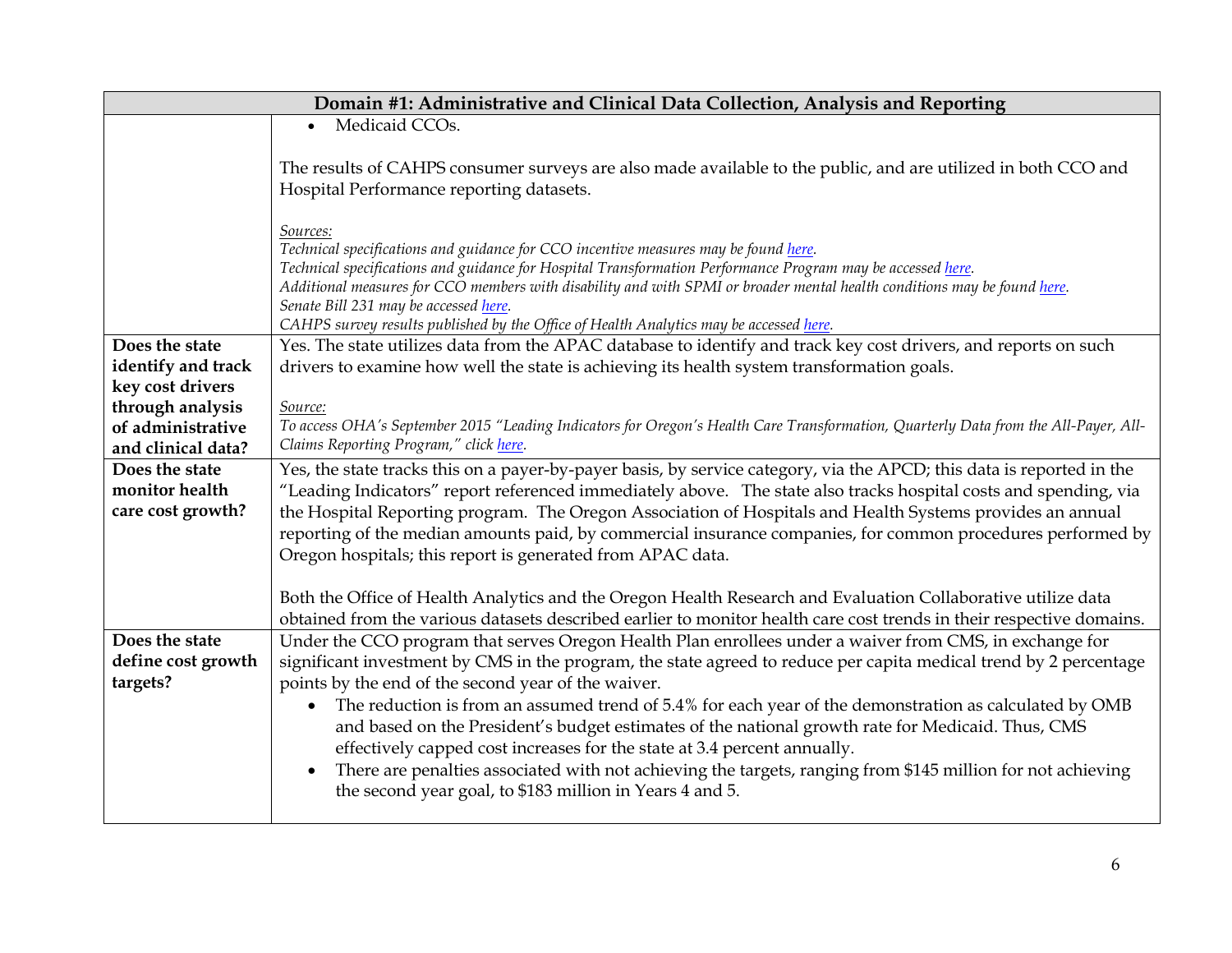| Domain #1: Administrative and Clinical Data Collection, Analysis and Reporting | |
|---|---|
| | • Medicaid CCOs.<br><br>The results of CAHPS consumer surveys are also made available to the public, and are utilized in both CCO and Hospital Performance reporting datasets.<br><br>*Sources:*<br>*Technical specifications and guidance for CCO incentive measures may be found here.*<br>*Technical specifications and guidance for Hospital Transformation Performance Program may be accessed here.*<br>*Additional measures for CCO members with disability and with SPMI or broader mental health conditions may be found here.*<br>*Senate Bill 231 may be accessed here.*<br>*CAHPS survey results published by the Office of Health Analytics may be accessed here.* |
| **Does the state identify and track key cost drivers through analysis of administrative and clinical data?** | Yes. The state utilizes data from the APAC database to identify and track key cost drivers, and reports on such drivers to examine how well the state is achieving its health system transformation goals.<br><br>*Source:*<br>*To access OHA's September 2015 "Leading Indicators for Oregon's Health Care Transformation, Quarterly Data from the All-Payer, All-Claims Reporting Program," click here.* |
| **Does the state monitor health care cost growth?** | Yes, the state tracks this on a payer-by-payer basis, by service category, via the APCD; this data is reported in the "Leading Indicators" report referenced immediately above. The state also tracks hospital costs and spending, via the Hospital Reporting program. The Oregon Association of Hospitals and Health Systems provides an annual reporting of the median amounts paid, by commercial insurance companies, for common procedures performed by Oregon hospitals; this report is generated from APAC data.<br><br>Both the Office of Health Analytics and the Oregon Health Research and Evaluation Collaborative utilize data obtained from the various datasets described earlier to monitor health care cost trends in their respective domains. |
| **Does the state define cost growth targets?** | Under the CCO program that serves Oregon Health Plan enrollees under a waiver from CMS, in exchange for significant investment by CMS in the program, the state agreed to reduce per capita medical trend by 2 percentage points by the end of the second year of the waiver.<br>• The reduction is from an assumed trend of 5.4% for each year of the demonstration as calculated by OMB and based on the President's budget estimates of the national growth rate for Medicaid. Thus, CMS effectively capped cost increases for the state at 3.4 percent annually.<br>• There are penalties associated with not achieving the targets, ranging from $145 million for not achieving the second year goal, to $183 million in Years 4 and 5. |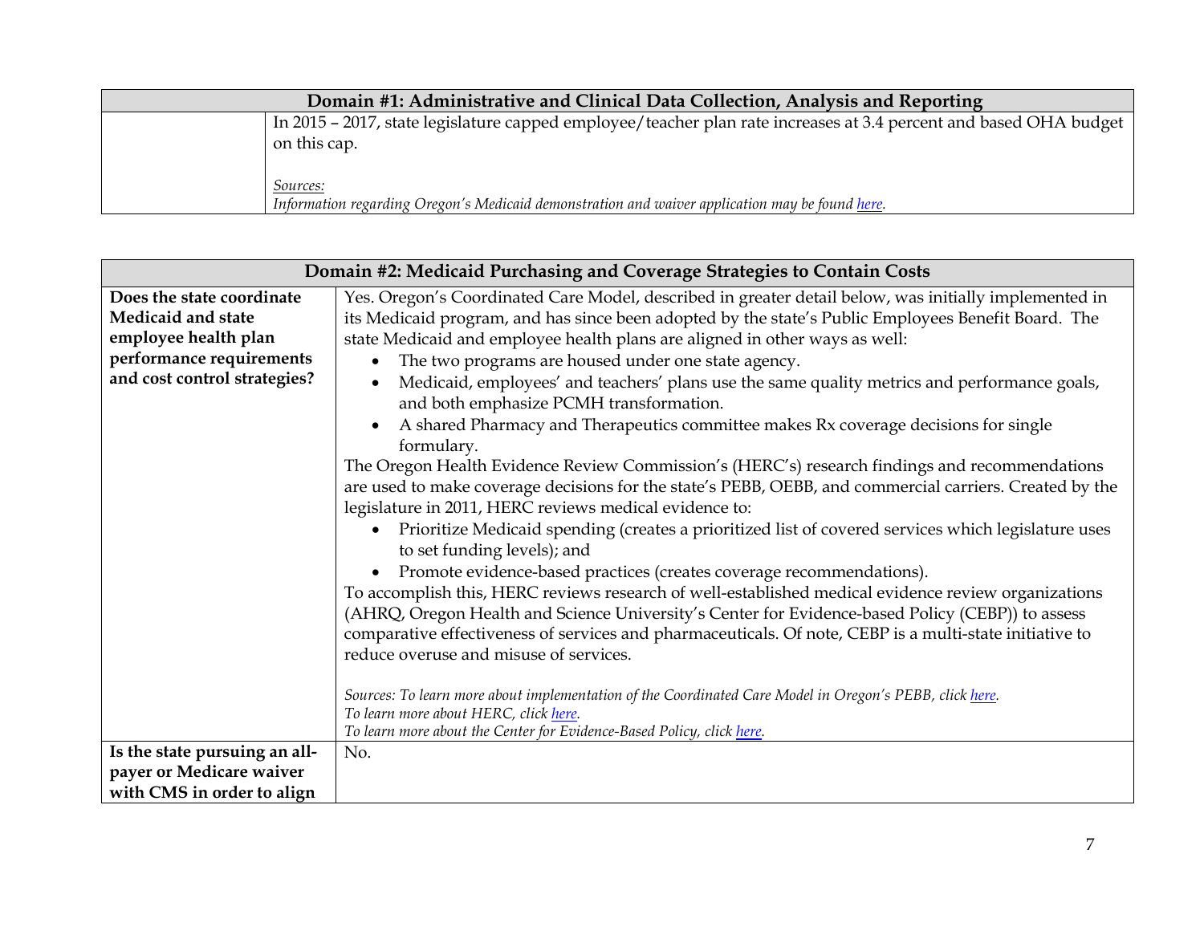| Domain #1: Administrative and Clinical Data Collection, Analysis and Reporting | |
|---|---|
| | In 2015 – 2017, state legislature capped employee/teacher plan rate increases at 3.4 percent and based OHA budget on this cap.<br><br>*Sources:*<br>*Information regarding Oregon's Medicaid demonstration and waiver application may be found here.* |

| Domain #2: Medicaid Purchasing and Coverage Strategies to Contain Costs | |
|---|---|
| **Does the state coordinate Medicaid and state employee health plan performance requirements and cost control strategies?** | Yes. Oregon's Coordinated Care Model, described in greater detail below, was initially implemented in its Medicaid program, and has since been adopted by the state's Public Employees Benefit Board. The state Medicaid and employee health plans are aligned in other ways as well:<br>• The two programs are housed under one state agency.<br>• Medicaid, employees' and teachers' plans use the same quality metrics and performance goals, and both emphasize PCMH transformation.<br>• A shared Pharmacy and Therapeutics committee makes Rx coverage decisions for single formulary.<br>The Oregon Health Evidence Review Commission's (HERC's) research findings and recommendations are used to make coverage decisions for the state's PEBB, OEBB, and commercial carriers. Created by the legislature in 2011, HERC reviews medical evidence to:<br>• Prioritize Medicaid spending (creates a prioritized list of covered services which legislature uses to set funding levels); and<br>• Promote evidence-based practices (creates coverage recommendations).<br>To accomplish this, HERC reviews research of well-established medical evidence review organizations (AHRQ, Oregon Health and Science University's Center for Evidence-based Policy (CEBP)) to assess comparative effectiveness of services and pharmaceuticals. Of note, CEBP is a multi-state initiative to reduce overuse and misuse of services.<br><br>*Sources: To learn more about implementation of the Coordinated Care Model in Oregon's PEBB, click here.*<br>*To learn more about HERC, click here.*<br>*To learn more about the Center for Evidence-Based Policy, click here.* |
| **Is the state pursuing an all-payer or Medicare waiver with CMS in order to align** | No. |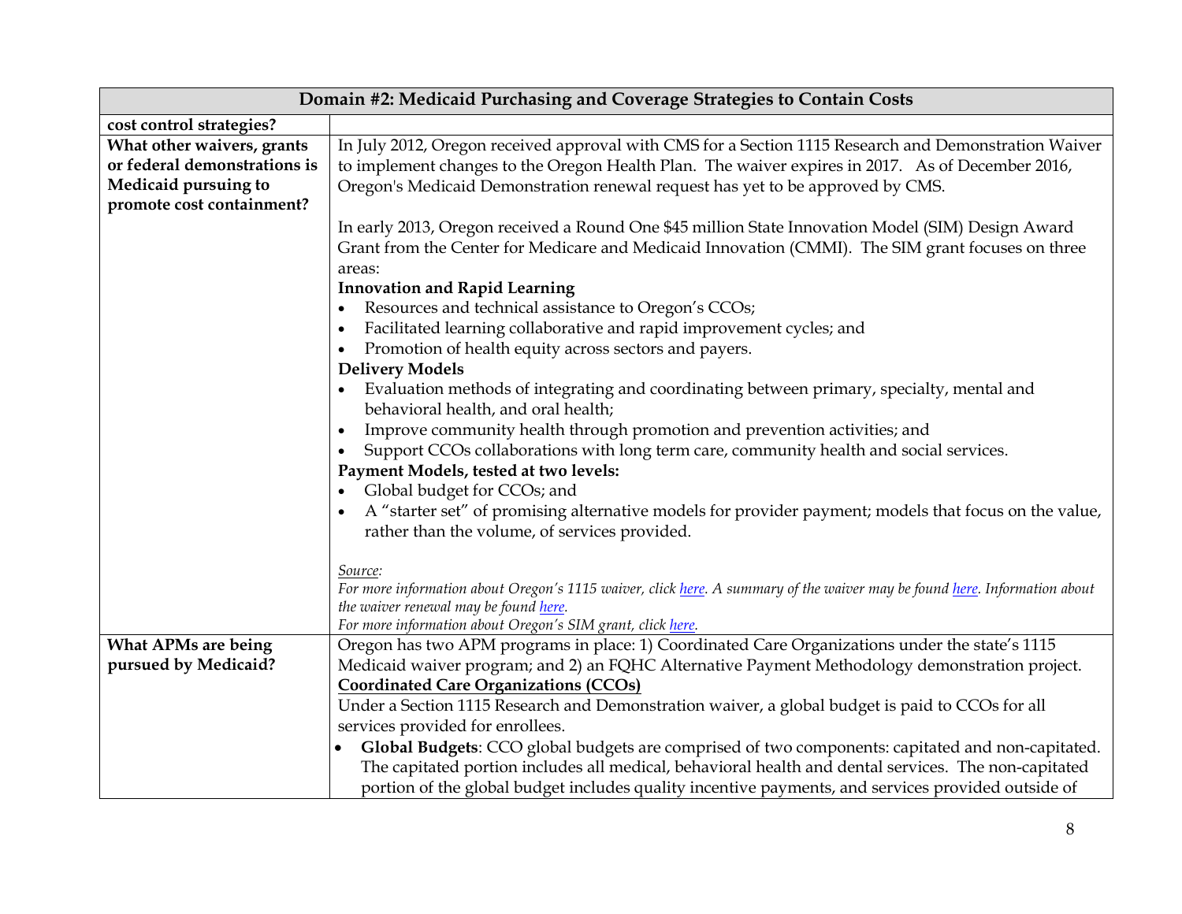| Domain #2: Medicaid Purchasing and Coverage Strategies to Contain Costs | |
|---|---|
| **cost control strategies?** | |
| **What other waivers, grants or federal demonstrations is Medicaid pursuing to promote cost containment?** | In July 2012, Oregon received approval with CMS for a Section 1115 Research and Demonstration Waiver to implement changes to the Oregon Health Plan. The waiver expires in 2017. As of December 2016, Oregon's Medicaid Demonstration renewal request has yet to be approved by CMS.<br><br>In early 2013, Oregon received a Round One $45 million State Innovation Model (SIM) Design Award Grant from the Center for Medicare and Medicaid Innovation (CMMI). The SIM grant focuses on three areas:<br>**Innovation and Rapid Learning**<br>• Resources and technical assistance to Oregon's CCOs;<br>• Facilitated learning collaborative and rapid improvement cycles; and<br>• Promotion of health equity across sectors and payers.<br>**Delivery Models**<br>• Evaluation methods of integrating and coordinating between primary, specialty, mental and behavioral health, and oral health;<br>• Improve community health through promotion and prevention activities; and<br>• Support CCOs collaborations with long term care, community health and social services.<br>**Payment Models, tested at two levels:**<br>• Global budget for CCOs; and<br>• A "starter set" of promising alternative models for provider payment; models that focus on the value, rather than the volume, of services provided.<br><br>*Source:*<br>*For more information about Oregon's 1115 waiver, click here. A summary of the waiver may be found here. Information about the waiver renewal may be found here.*<br>*For more information about Oregon's SIM grant, click here.* |
| **What APMs are being pursued by Medicaid?** | Oregon has two APM programs in place: 1) Coordinated Care Organizations under the state's 1115 Medicaid waiver program; and 2) an FQHC Alternative Payment Methodology demonstration project.<br>**Coordinated Care Organizations (CCOs)**<br>Under a Section 1115 Research and Demonstration waiver, a global budget is paid to CCOs for all services provided for enrollees.<br>• **Global Budgets**: CCO global budgets are comprised of two components: capitated and non-capitated. The capitated portion includes all medical, behavioral health and dental services. The non-capitated portion of the global budget includes quality incentive payments, and services provided outside of |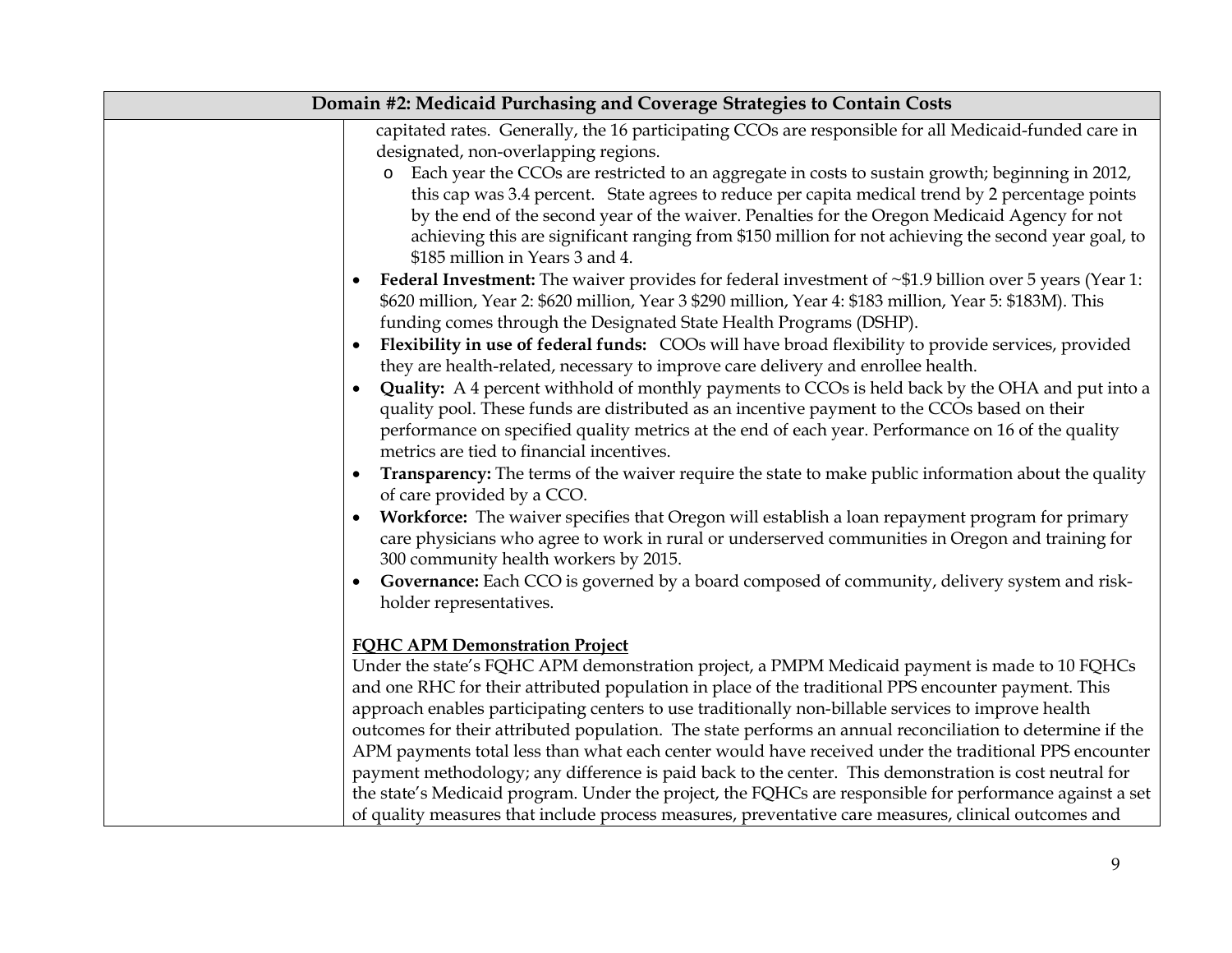| Domain #2: Medicaid Purchasing and Coverage Strategies to Contain Costs | |
|---|---|
| | capitated rates. Generally, the 16 participating CCOs are responsible for all Medicaid-funded care in designated, non-overlapping regions.<br>o Each year the CCOs are restricted to an aggregate in costs to sustain growth; beginning in 2012, this cap was 3.4 percent. State agrees to reduce per capita medical trend by 2 percentage points by the end of the second year of the waiver. Penalties for the Oregon Medicaid Agency for not achieving this are significant ranging from \$150 million for not achieving the second year goal, to \$185 million in Years 3 and 4.<br>• **Federal Investment:** The waiver provides for federal investment of ~\$1.9 billion over 5 years (Year 1: \$620 million, Year 2: \$620 million, Year 3 \$290 million, Year 4: \$183 million, Year 5: \$183M). This funding comes through the Designated State Health Programs (DSHP).<br>• **Flexibility in use of federal funds:** COOs will have broad flexibility to provide services, provided they are health-related, necessary to improve care delivery and enrollee health.<br>• **Quality:** A 4 percent withhold of monthly payments to CCOs is held back by the OHA and put into a quality pool. These funds are distributed as an incentive payment to the CCOs based on their performance on specified quality metrics at the end of each year. Performance on 16 of the quality metrics are tied to financial incentives.<br>• **Transparency:** The terms of the waiver require the state to make public information about the quality of care provided by a CCO.<br>• **Workforce:** The waiver specifies that Oregon will establish a loan repayment program for primary care physicians who agree to work in rural or underserved communities in Oregon and training for 300 community health workers by 2015.<br>• **Governance:** Each CCO is governed by a board composed of community, delivery system and risk-holder representatives.<br><br>**FQHC APM Demonstration Project**<br>Under the state's FQHC APM demonstration project, a PMPM Medicaid payment is made to 10 FQHCs and one RHC for their attributed population in place of the traditional PPS encounter payment. This approach enables participating centers to use traditionally non-billable services to improve health outcomes for their attributed population. The state performs an annual reconciliation to determine if the APM payments total less than what each center would have received under the traditional PPS encounter payment methodology; any difference is paid back to the center. This demonstration is cost neutral for the state's Medicaid program. Under the project, the FQHCs are responsible for performance against a set of quality measures that include process measures, preventative care measures, clinical outcomes and |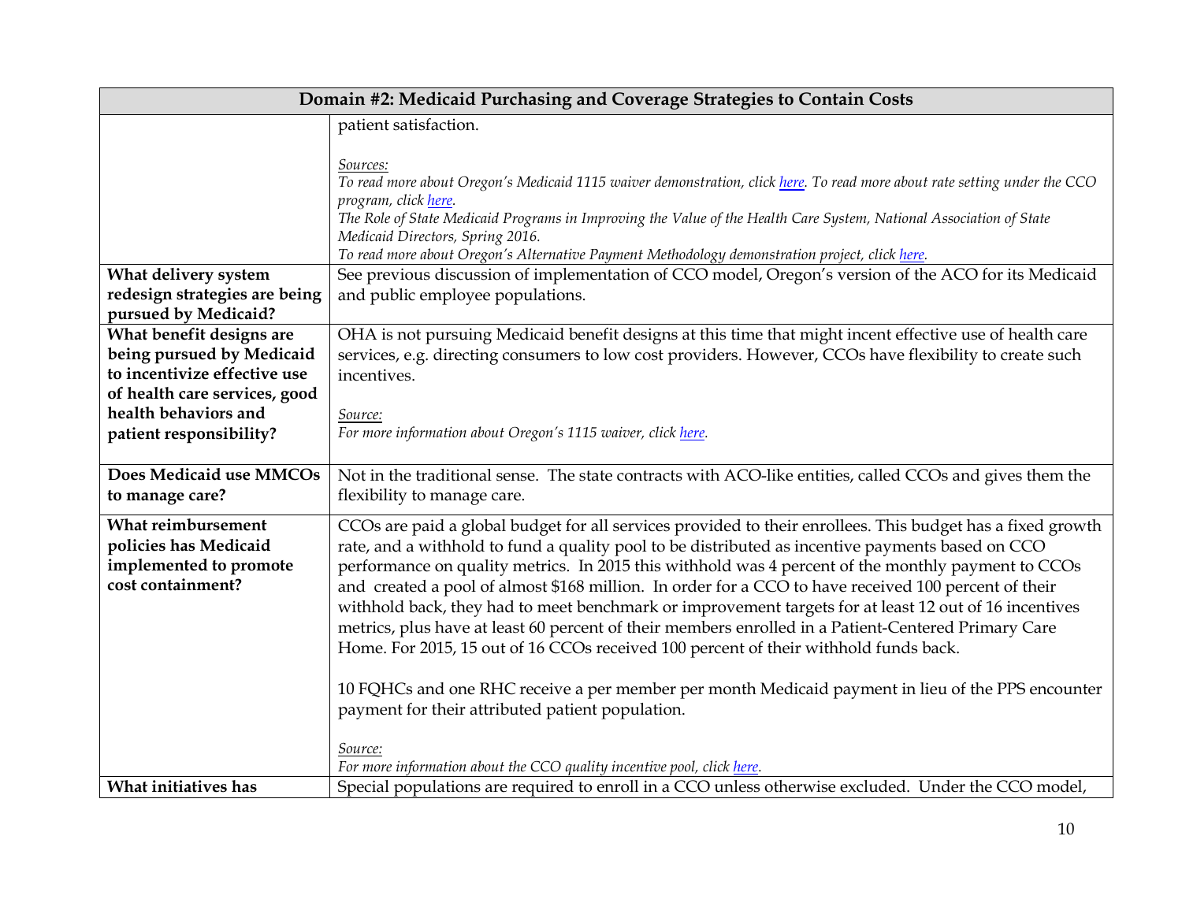| Domain #2: Medicaid Purchasing and Coverage Strategies to Contain Costs | |
|---|---|
| | patient satisfaction.<br><br>*Sources:*<br>*To read more about Oregon's Medicaid 1115 waiver demonstration, click here. To read more about rate setting under the CCO program, click here.*<br>*The Role of State Medicaid Programs in Improving the Value of the Health Care System, National Association of State Medicaid Directors, Spring 2016.*<br>*To read more about Oregon's Alternative Payment Methodology demonstration project, click here.* |
| **What delivery system redesign strategies are being pursued by Medicaid?** | See previous discussion of implementation of CCO model, Oregon's version of the ACO for its Medicaid and public employee populations. |
| **What benefit designs are being pursued by Medicaid to incentivize effective use of health care services, good health behaviors and patient responsibility?** | OHA is not pursuing Medicaid benefit designs at this time that might incent effective use of health care services, e.g. directing consumers to low cost providers. However, CCOs have flexibility to create such incentives.<br><br>*Source:*<br>*For more information about Oregon's 1115 waiver, click here.* |
| **Does Medicaid use MMCOs to manage care?** | Not in the traditional sense. The state contracts with ACO-like entities, called CCOs and gives them the flexibility to manage care. |
| **What reimbursement policies has Medicaid implemented to promote cost containment?** | CCOs are paid a global budget for all services provided to their enrollees. This budget has a fixed growth rate, and a withhold to fund a quality pool to be distributed as incentive payments based on CCO performance on quality metrics. In 2015 this withhold was 4 percent of the monthly payment to CCOs and created a pool of almost $168 million. In order for a CCO to have received 100 percent of their withhold back, they had to meet benchmark or improvement targets for at least 12 out of 16 incentives metrics, plus have at least 60 percent of their members enrolled in a Patient-Centered Primary Care Home. For 2015, 15 out of 16 CCOs received 100 percent of their withhold funds back.<br><br>10 FQHCs and one RHC receive a per member per month Medicaid payment in lieu of the PPS encounter payment for their attributed patient population.<br><br>*Source:*<br>*For more information about the CCO quality incentive pool, click here.* |
| **What initiatives has** | Special populations are required to enroll in a CCO unless otherwise excluded. Under the CCO model, |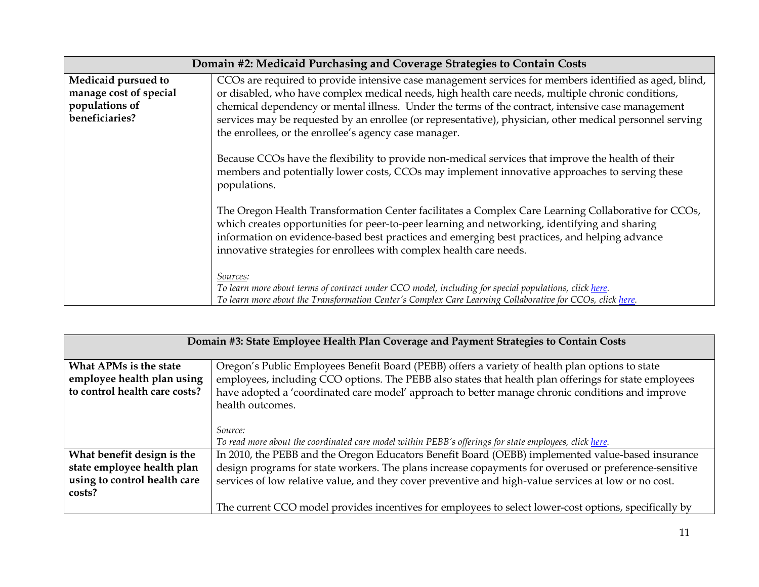| Domain #2: Medicaid Purchasing and Coverage Strategies to Contain Costs | |
|---|---|
| **Medicaid pursued to manage cost of special populations of beneficiaries?** | CCOs are required to provide intensive case management services for members identified as aged, blind, or disabled, who have complex medical needs, high health care needs, multiple chronic conditions, chemical dependency or mental illness. Under the terms of the contract, intensive case management services may be requested by an enrollee (or representative), physician, other medical personnel serving the enrollees, or the enrollee's agency case manager.<br><br>Because CCOs have the flexibility to provide non-medical services that improve the health of their members and potentially lower costs, CCOs may implement innovative approaches to serving these populations.<br><br>The Oregon Health Transformation Center facilitates a Complex Care Learning Collaborative for CCOs, which creates opportunities for peer-to-peer learning and networking, identifying and sharing information on evidence-based best practices and emerging best practices, and helping advance innovative strategies for enrollees with complex health care needs.<br><br>*Sources:*<br>*To learn more about terms of contract under CCO model, including for special populations, click here.*<br>*To learn more about the Transformation Center's Complex Care Learning Collaborative for CCOs, click here.* |

| Domain #3: State Employee Health Plan Coverage and Payment Strategies to Contain Costs | |
|---|---|
| **What APMs is the state employee health plan using to control health care costs?** | Oregon's Public Employees Benefit Board (PEBB) offers a variety of health plan options to state employees, including CCO options. The PEBB also states that health plan offerings for state employees have adopted a 'coordinated care model' approach to better manage chronic conditions and improve health outcomes.<br><br>*Source:*<br>*To read more about the coordinated care model within PEBB's offerings for state employees, click here.* |
| **What benefit design is the state employee health plan using to control health care costs?** | In 2010, the PEBB and the Oregon Educators Benefit Board (OEBB) implemented value-based insurance design programs for state workers. The plans increase copayments for overused or preference-sensitive services of low relative value, and they cover preventive and high-value services at low or no cost.<br><br>The current CCO model provides incentives for employees to select lower-cost options, specifically by |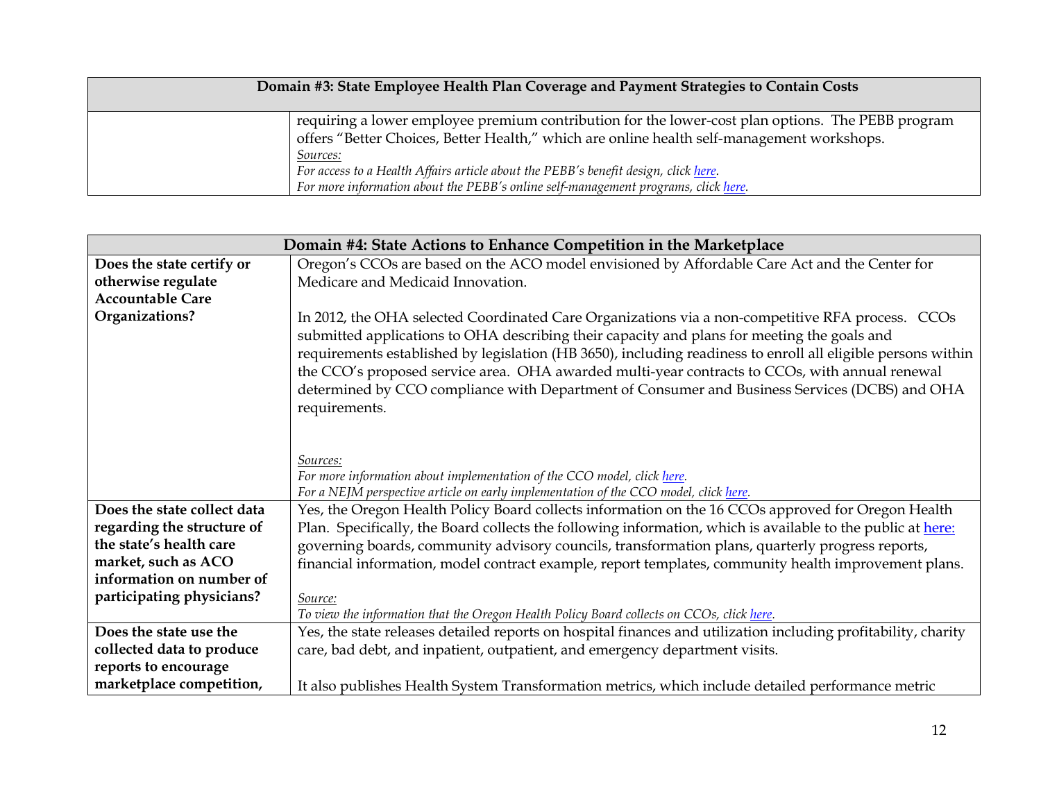| Domain #3: State Employee Health Plan Coverage and Payment Strategies to Contain Costs | |
|---|---|
| | requiring a lower employee premium contribution for the lower-cost plan options. The PEBB program offers "Better Choices, Better Health," which are online health self-management workshops.<br>*Sources:*<br>*For access to a Health Affairs article about the PEBB's benefit design, click here.*<br>*For more information about the PEBB's online self-management programs, click here.* |

| Domain #4: State Actions to Enhance Competition in the Marketplace | |
|---|---|
| **Does the state certify or otherwise regulate Accountable Care Organizations?** | Oregon's CCOs are based on the ACO model envisioned by Affordable Care Act and the Center for Medicare and Medicaid Innovation.<br><br>In 2012, the OHA selected Coordinated Care Organizations via a non-competitive RFA process. CCOs submitted applications to OHA describing their capacity and plans for meeting the goals and requirements established by legislation (HB 3650), including readiness to enroll all eligible persons within the CCO's proposed service area. OHA awarded multi-year contracts to CCOs, with annual renewal determined by CCO compliance with Department of Consumer and Business Services (DCBS) and OHA requirements.<br><br>*Sources:*<br>*For more information about implementation of the CCO model, click here.*<br>*For a NEJM perspective article on early implementation of the CCO model, click here.* |
| **Does the state collect data regarding the structure of the state's health care market, such as ACO information on number of participating physicians?** | Yes, the Oregon Health Policy Board collects information on the 16 CCOs approved for Oregon Health Plan. Specifically, the Board collects the following information, which is available to the public at here: governing boards, community advisory councils, transformation plans, quarterly progress reports, financial information, model contract example, report templates, community health improvement plans.<br><br>*Source:*<br>*To view the information that the Oregon Health Policy Board collects on CCOs, click here.* |
| **Does the state use the collected data to produce reports to encourage marketplace competition,** | Yes, the state releases detailed reports on hospital finances and utilization including profitability, charity care, bad debt, and inpatient, outpatient, and emergency department visits.<br><br>It also publishes Health System Transformation metrics, which include detailed performance metric |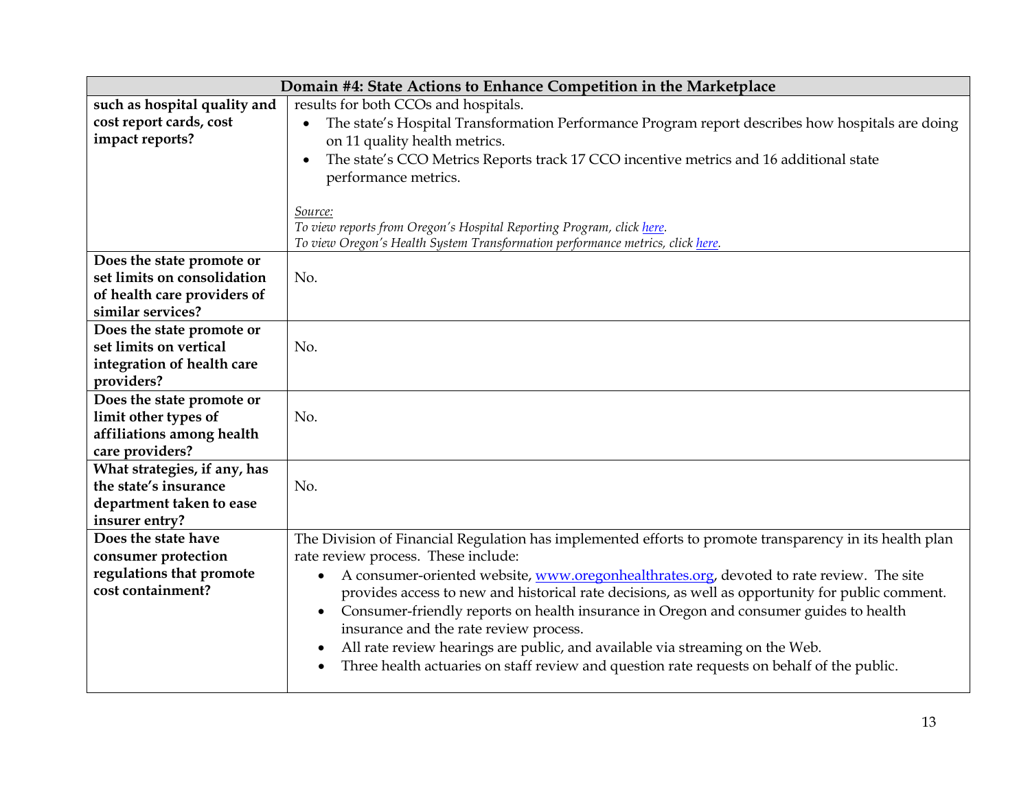| Domain #4: State Actions to Enhance Competition in the Marketplace | |
|---|---|
| **such as hospital quality and cost report cards, cost impact reports?** | results for both CCOs and hospitals.<br>• The state's Hospital Transformation Performance Program report describes how hospitals are doing on 11 quality health metrics.<br>• The state's CCO Metrics Reports track 17 CCO incentive metrics and 16 additional state performance metrics.<br><br>*Source:*<br>*To view reports from Oregon's Hospital Reporting Program, click here.*<br>*To view Oregon's Health System Transformation performance metrics, click here.* |
| **Does the state promote or set limits on consolidation of health care providers of similar services?** | No. |
| **Does the state promote or set limits on vertical integration of health care providers?** | No. |
| **Does the state promote or limit other types of affiliations among health care providers?** | No. |
| **What strategies, if any, has the state's insurance department taken to ease insurer entry?** | No. |
| **Does the state have consumer protection regulations that promote cost containment?** | The Division of Financial Regulation has implemented efforts to promote transparency in its health plan rate review process. These include:<br>• A consumer-oriented website, www.oregonhealthrates.org, devoted to rate review. The site provides access to new and historical rate decisions, as well as opportunity for public comment.<br>• Consumer-friendly reports on health insurance in Oregon and consumer guides to health insurance and the rate review process.<br>• All rate review hearings are public, and available via streaming on the Web.<br>• Three health actuaries on staff review and question rate requests on behalf of the public. |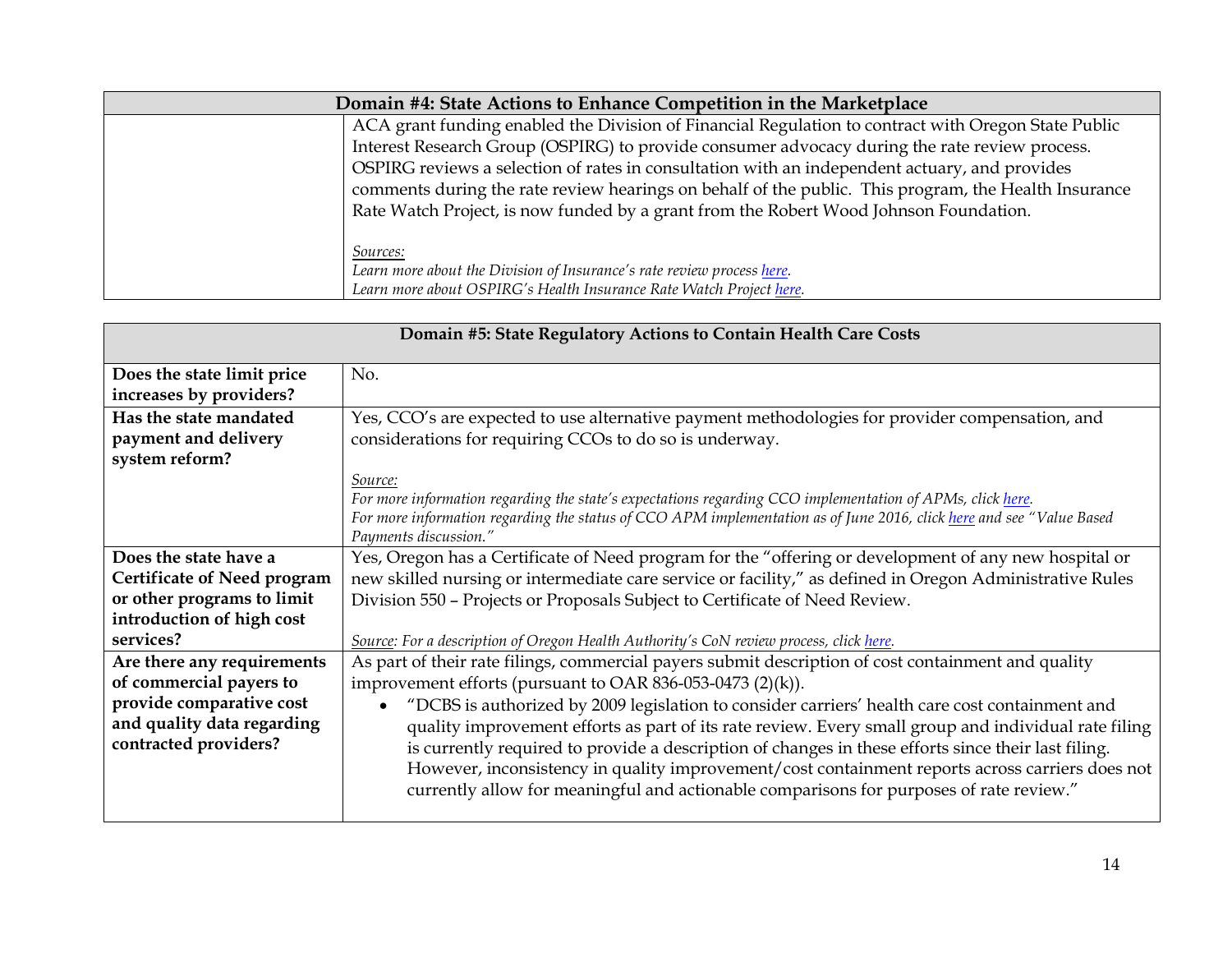| Domain #4: State Actions to Enhance Competition in the Marketplace | |
|---|---|
| | ACA grant funding enabled the Division of Financial Regulation to contract with Oregon State Public Interest Research Group (OSPIRG) to provide consumer advocacy during the rate review process. OSPIRG reviews a selection of rates in consultation with an independent actuary, and provides comments during the rate review hearings on behalf of the public. This program, the Health Insurance Rate Watch Project, is now funded by a grant from the Robert Wood Johnson Foundation.<br><br>*Sources:*<br>*Learn more about the Division of Insurance's rate review process here.*<br>*Learn more about OSPIRG's Health Insurance Rate Watch Project here.* |

| Domain #5: State Regulatory Actions to Contain Health Care Costs | |
|---|---|
| **Does the state limit price increases by providers?** | No. |
| **Has the state mandated payment and delivery system reform?** | Yes, CCO's are expected to use alternative payment methodologies for provider compensation, and considerations for requiring CCOs to do so is underway.<br><br>*Source:*<br>*For more information regarding the state's expectations regarding CCO implementation of APMs, click here.*<br>*For more information regarding the status of CCO APM implementation as of June 2016, click here and see "Value Based Payments discussion."* |
| **Does the state have a Certificate of Need program or other programs to limit introduction of high cost services?** | Yes, Oregon has a Certificate of Need program for the "offering or development of any new hospital or new skilled nursing or intermediate care service or facility," as defined in Oregon Administrative Rules Division 550 – Projects or Proposals Subject to Certificate of Need Review.<br><br>*Source: For a description of Oregon Health Authority's CoN review process, click here.* |
| **Are there any requirements of commercial payers to provide comparative cost and quality data regarding contracted providers?** | As part of their rate filings, commercial payers submit description of cost containment and quality improvement efforts (pursuant to OAR 836-053-0473 (2)(k)).<br>• "DCBS is authorized by 2009 legislation to consider carriers' health care cost containment and quality improvement efforts as part of its rate review. Every small group and individual rate filing is currently required to provide a description of changes in these efforts since their last filing. However, inconsistency in quality improvement/cost containment reports across carriers does not currently allow for meaningful and actionable comparisons for purposes of rate review." |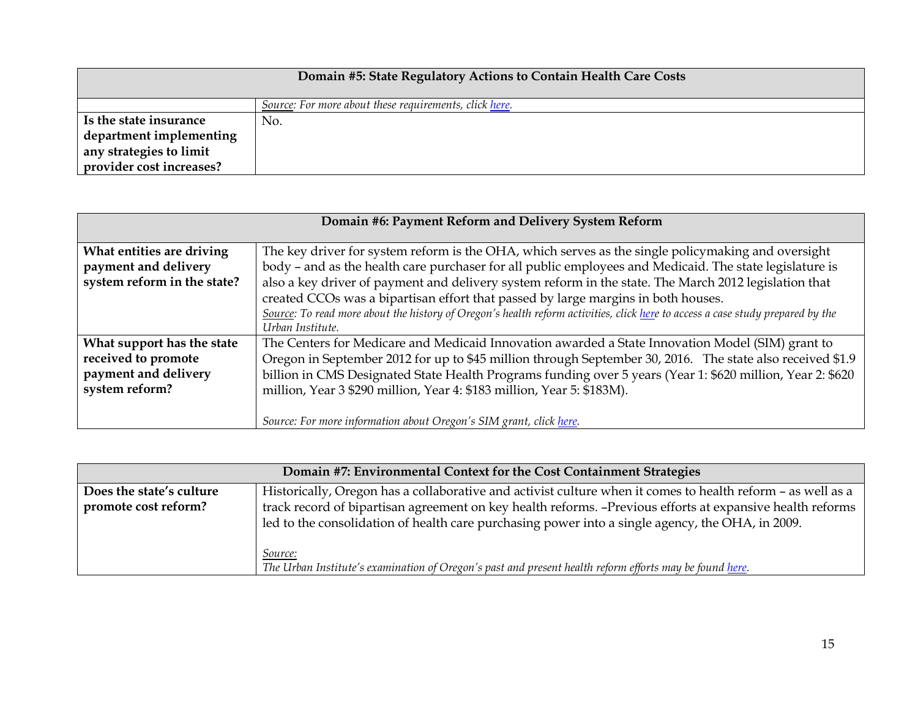| Domain #5: State Regulatory Actions to Contain Health Care Costs | |
|---|---|
| | *Source: For more about these requirements, click here.* |
| **Is the state insurance department implementing any strategies to limit provider cost increases?** | No. |

| Domain #6: Payment Reform and Delivery System Reform | |
|---|---|
| **What entities are driving payment and delivery system reform in the state?** | The key driver for system reform is the OHA, which serves as the single policymaking and oversight body – and as the health care purchaser for all public employees and Medicaid. The state legislature is also a key driver of payment and delivery system reform in the state. The March 2012 legislation that created CCOs was a bipartisan effort that passed by large margins in both houses. *Source: To read more about the history of Oregon's health reform activities, click here to access a case study prepared by the Urban Institute.* |
| **What support has the state received to promote payment and delivery system reform?** | The Centers for Medicare and Medicaid Innovation awarded a State Innovation Model (SIM) grant to Oregon in September 2012 for up to $45 million through September 30, 2016. The state also received $1.9 billion in CMS Designated State Health Programs funding over 5 years (Year 1: $620 million, Year 2: $620 million, Year 3 $290 million, Year 4: $183 million, Year 5: $183M). *Source: For more information about Oregon's SIM grant, click here.* |

| Domain #7: Environmental Context for the Cost Containment Strategies | |
|---|---|
| **Does the state's culture promote cost reform?** | Historically, Oregon has a collaborative and activist culture when it comes to health reform – as well as a track record of bipartisan agreement on key health reforms. –Previous efforts at expansive health reforms led to the consolidation of health care purchasing power into a single agency, the OHA, in 2009. *Source: The Urban Institute's examination of Oregon's past and present health reform efforts may be found here.* |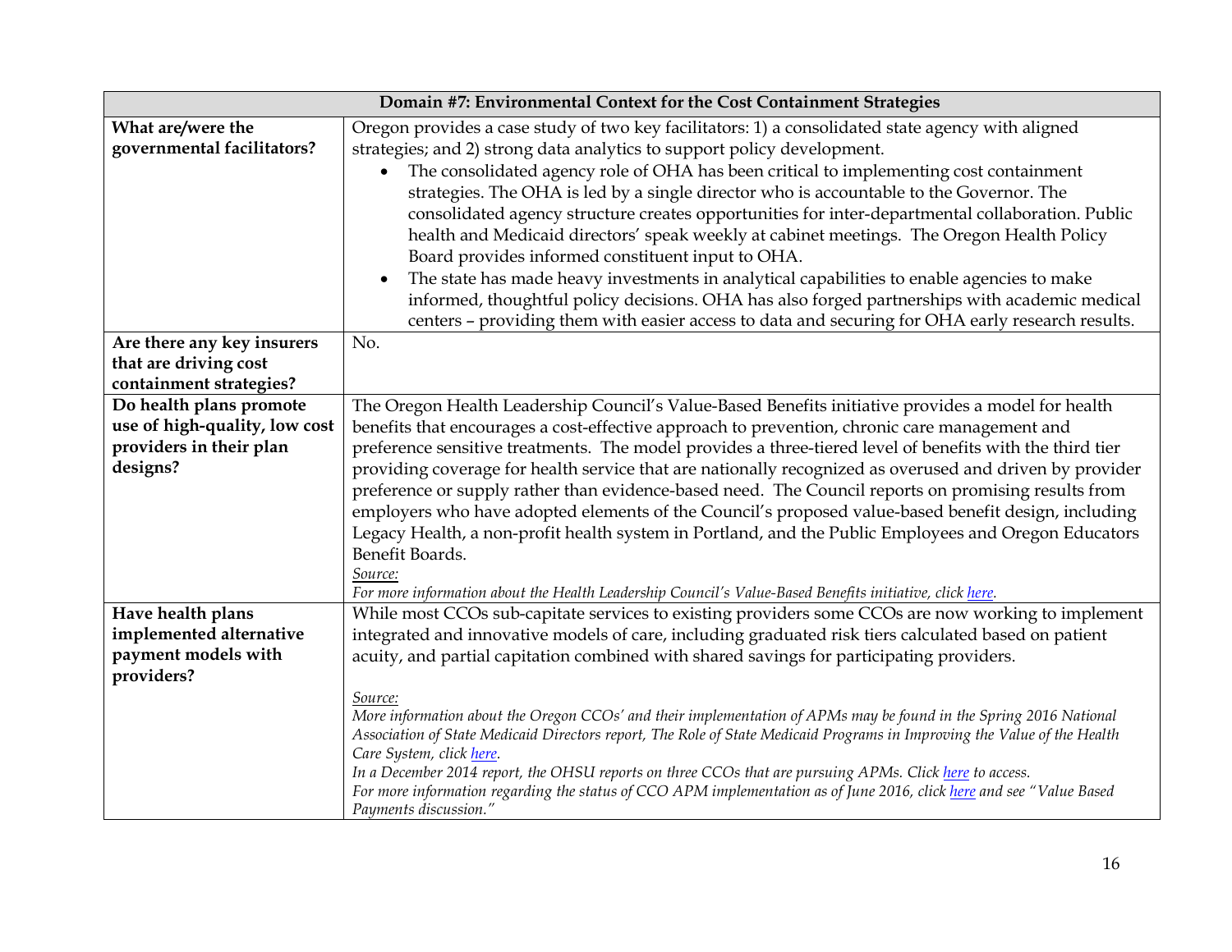| Domain #7: Environmental Context for the Cost Containment Strategies | |
|---|---|
| **What are/were the governmental facilitators?** | Oregon provides a case study of two key facilitators: 1) a consolidated state agency with aligned strategies; and 2) strong data analytics to support policy development.<br>• The consolidated agency role of OHA has been critical to implementing cost containment strategies. The OHA is led by a single director who is accountable to the Governor. The consolidated agency structure creates opportunities for inter-departmental collaboration. Public health and Medicaid directors' speak weekly at cabinet meetings. The Oregon Health Policy Board provides informed constituent input to OHA.<br>• The state has made heavy investments in analytical capabilities to enable agencies to make informed, thoughtful policy decisions. OHA has also forged partnerships with academic medical centers – providing them with easier access to data and securing for OHA early research results. |
| **Are there any key insurers that are driving cost containment strategies?** | No. |
| **Do health plans promote use of high-quality, low cost providers in their plan designs?** | The Oregon Health Leadership Council's Value-Based Benefits initiative provides a model for health benefits that encourages a cost-effective approach to prevention, chronic care management and preference sensitive treatments. The model provides a three-tiered level of benefits with the third tier providing coverage for health service that are nationally recognized as overused and driven by provider preference or supply rather than evidence-based need. The Council reports on promising results from employers who have adopted elements of the Council's proposed value-based benefit design, including Legacy Health, a non-profit health system in Portland, and the Public Employees and Oregon Educators Benefit Boards.<br>*Source:*<br>*For more information about the Health Leadership Council's Value-Based Benefits initiative, click here.* |
| **Have health plans implemented alternative payment models with providers?** | While most CCOs sub-capitate services to existing providers some CCOs are now working to implement integrated and innovative models of care, including graduated risk tiers calculated based on patient acuity, and partial capitation combined with shared savings for participating providers.<br><br>*Source:*<br>*More information about the Oregon CCOs' and their implementation of APMs may be found in the Spring 2016 National Association of State Medicaid Directors report, The Role of State Medicaid Programs in Improving the Value of the Health Care System, click here.*<br>*In a December 2014 report, the OHSU reports on three CCOs that are pursuing APMs. Click here to access.*<br>*For more information regarding the status of CCO APM implementation as of June 2016, click here and see "Value Based Payments discussion."* |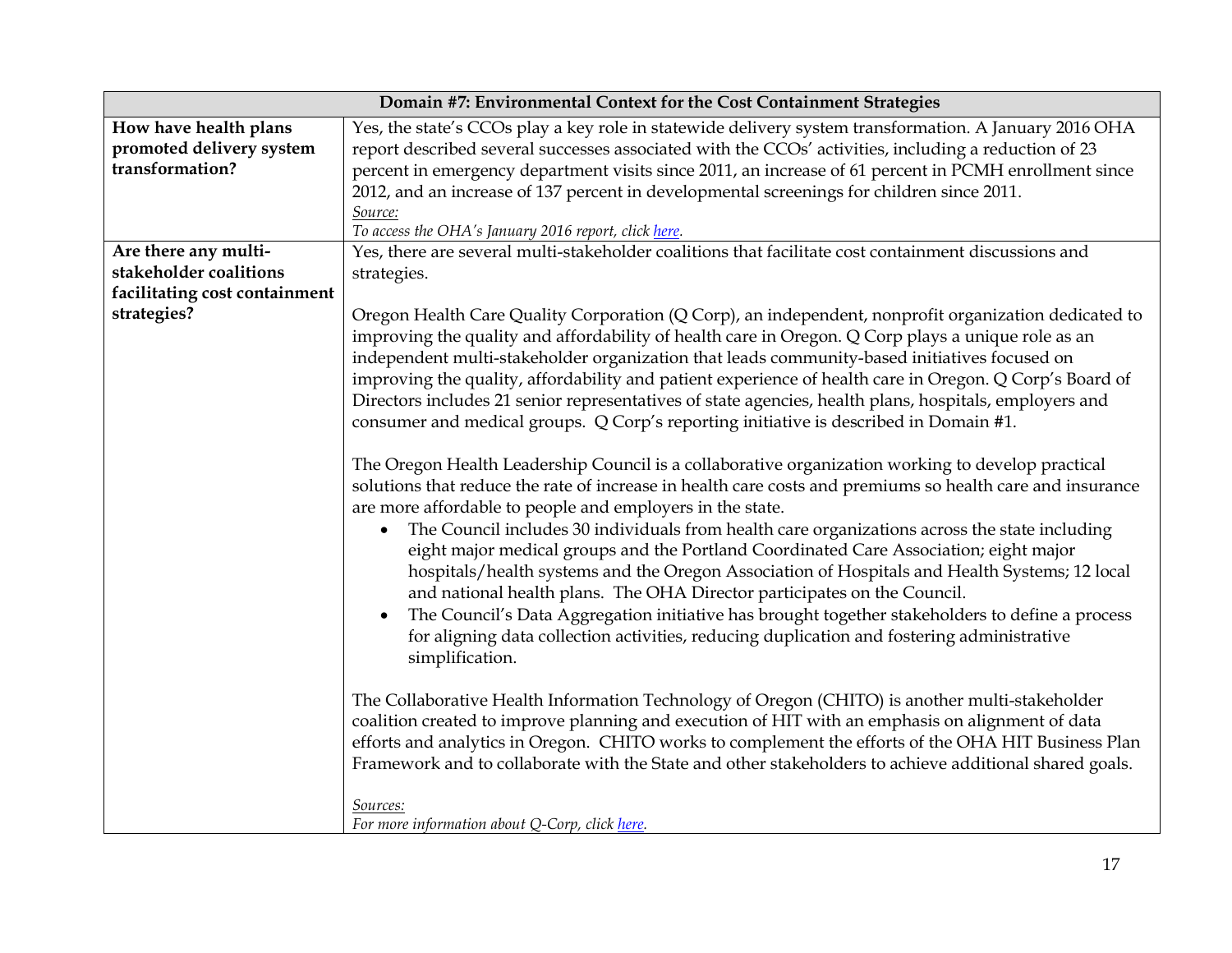| Domain #7: Environmental Context for the Cost Containment Strategies | |
|---|---|
| **How have health plans promoted delivery system transformation?** | Yes, the state's CCOs play a key role in statewide delivery system transformation. A January 2016 OHA report described several successes associated with the CCOs' activities, including a reduction of 23 percent in emergency department visits since 2011, an increase of 61 percent in PCMH enrollment since 2012, and an increase of 137 percent in developmental screenings for children since 2011.<br>*Source:*<br>*To access the OHA's January 2016 report, click here.* |
| **Are there any multi-stakeholder coalitions facilitating cost containment strategies?** | Yes, there are several multi-stakeholder coalitions that facilitate cost containment discussions and strategies.<br><br>Oregon Health Care Quality Corporation (Q Corp), an independent, nonprofit organization dedicated to improving the quality and affordability of health care in Oregon. Q Corp plays a unique role as an independent multi-stakeholder organization that leads community-based initiatives focused on improving the quality, affordability and patient experience of health care in Oregon. Q Corp's Board of Directors includes 21 senior representatives of state agencies, health plans, hospitals, employers and consumer and medical groups. Q Corp's reporting initiative is described in Domain #1.<br><br>The Oregon Health Leadership Council is a collaborative organization working to develop practical solutions that reduce the rate of increase in health care costs and premiums so health care and insurance are more affordable to people and employers in the state.<br>• The Council includes 30 individuals from health care organizations across the state including eight major medical groups and the Portland Coordinated Care Association; eight major hospitals/health systems and the Oregon Association of Hospitals and Health Systems; 12 local and national health plans. The OHA Director participates on the Council.<br>• The Council's Data Aggregation initiative has brought together stakeholders to define a process for aligning data collection activities, reducing duplication and fostering administrative simplification.<br><br>The Collaborative Health Information Technology of Oregon (CHITO) is another multi-stakeholder coalition created to improve planning and execution of HIT with an emphasis on alignment of data efforts and analytics in Oregon. CHITO works to complement the efforts of the OHA HIT Business Plan Framework and to collaborate with the State and other stakeholders to achieve additional shared goals.<br><br>*Sources:*<br>*For more information about Q-Corp, click here.* |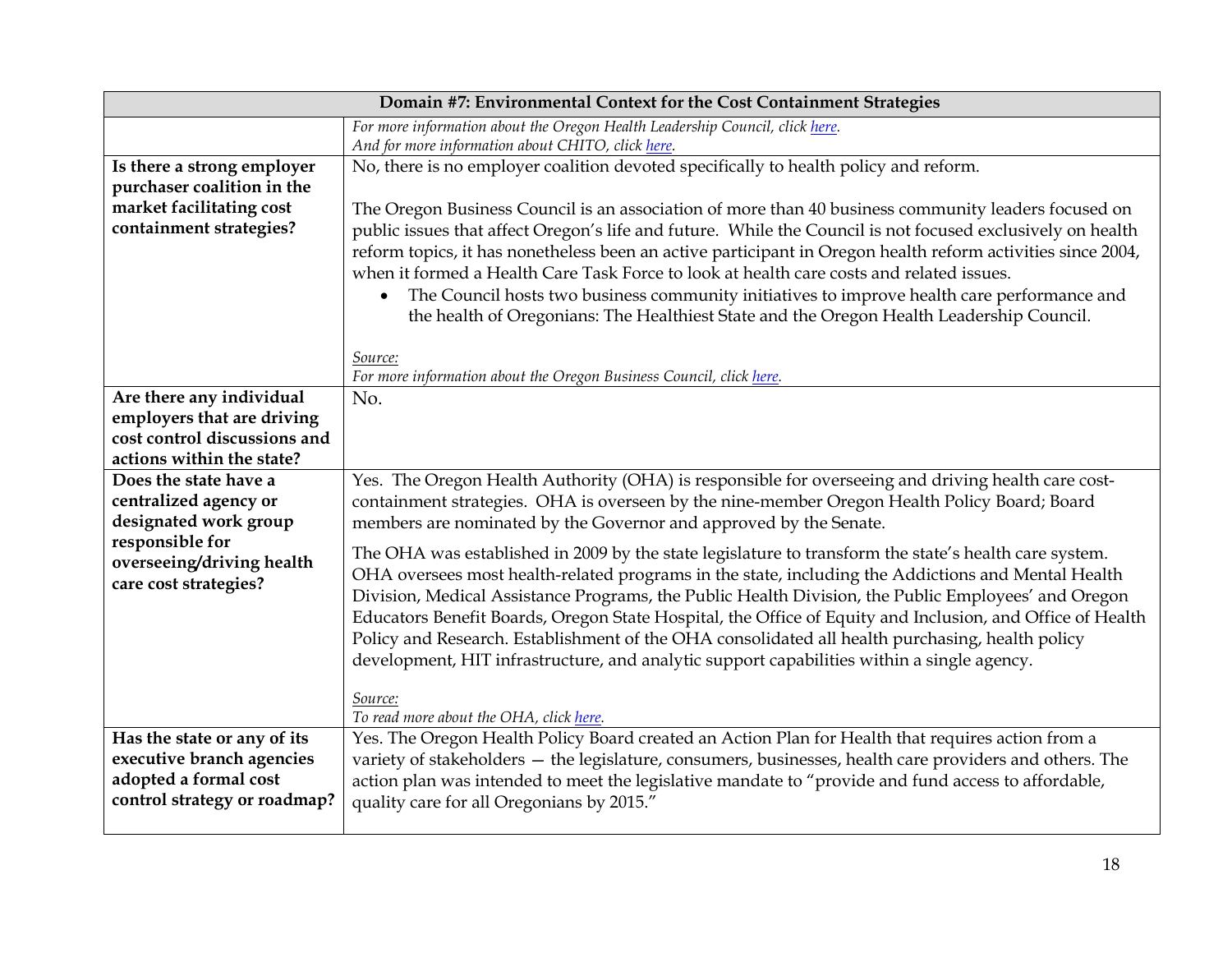| Domain #7: Environmental Context for the Cost Containment Strategies | |
|---|---|
| | *For more information about the Oregon Health Leadership Council, click here.*<br>*And for more information about CHITO, click here.* |
| **Is there a strong employer purchaser coalition in the market facilitating cost containment strategies?** | No, there is no employer coalition devoted specifically to health policy and reform.<br><br>The Oregon Business Council is an association of more than 40 business community leaders focused on public issues that affect Oregon's life and future. While the Council is not focused exclusively on health reform topics, it has nonetheless been an active participant in Oregon health reform activities since 2004, when it formed a Health Care Task Force to look at health care costs and related issues.<br>• The Council hosts two business community initiatives to improve health care performance and the health of Oregonians: The Healthiest State and the Oregon Health Leadership Council.<br><br>*Source:*<br>*For more information about the Oregon Business Council, click here.* |
| **Are there any individual employers that are driving cost control discussions and actions within the state?** | No. |
| **Does the state have a centralized agency or designated work group responsible for overseeing/driving health care cost strategies?** | Yes. The Oregon Health Authority (OHA) is responsible for overseeing and driving health care cost-containment strategies. OHA is overseen by the nine-member Oregon Health Policy Board; Board members are nominated by the Governor and approved by the Senate.<br><br>The OHA was established in 2009 by the state legislature to transform the state's health care system. OHA oversees most health-related programs in the state, including the Addictions and Mental Health Division, Medical Assistance Programs, the Public Health Division, the Public Employees' and Oregon Educators Benefit Boards, Oregon State Hospital, the Office of Equity and Inclusion, and Office of Health Policy and Research. Establishment of the OHA consolidated all health purchasing, health policy development, HIT infrastructure, and analytic support capabilities within a single agency.<br><br>*Source:*<br>*To read more about the OHA, click here.* |
| **Has the state or any of its executive branch agencies adopted a formal cost control strategy or roadmap?** | Yes. The Oregon Health Policy Board created an Action Plan for Health that requires action from a variety of stakeholders — the legislature, consumers, businesses, health care providers and others. The action plan was intended to meet the legislative mandate to "provide and fund access to affordable, quality care for all Oregonians by 2015." |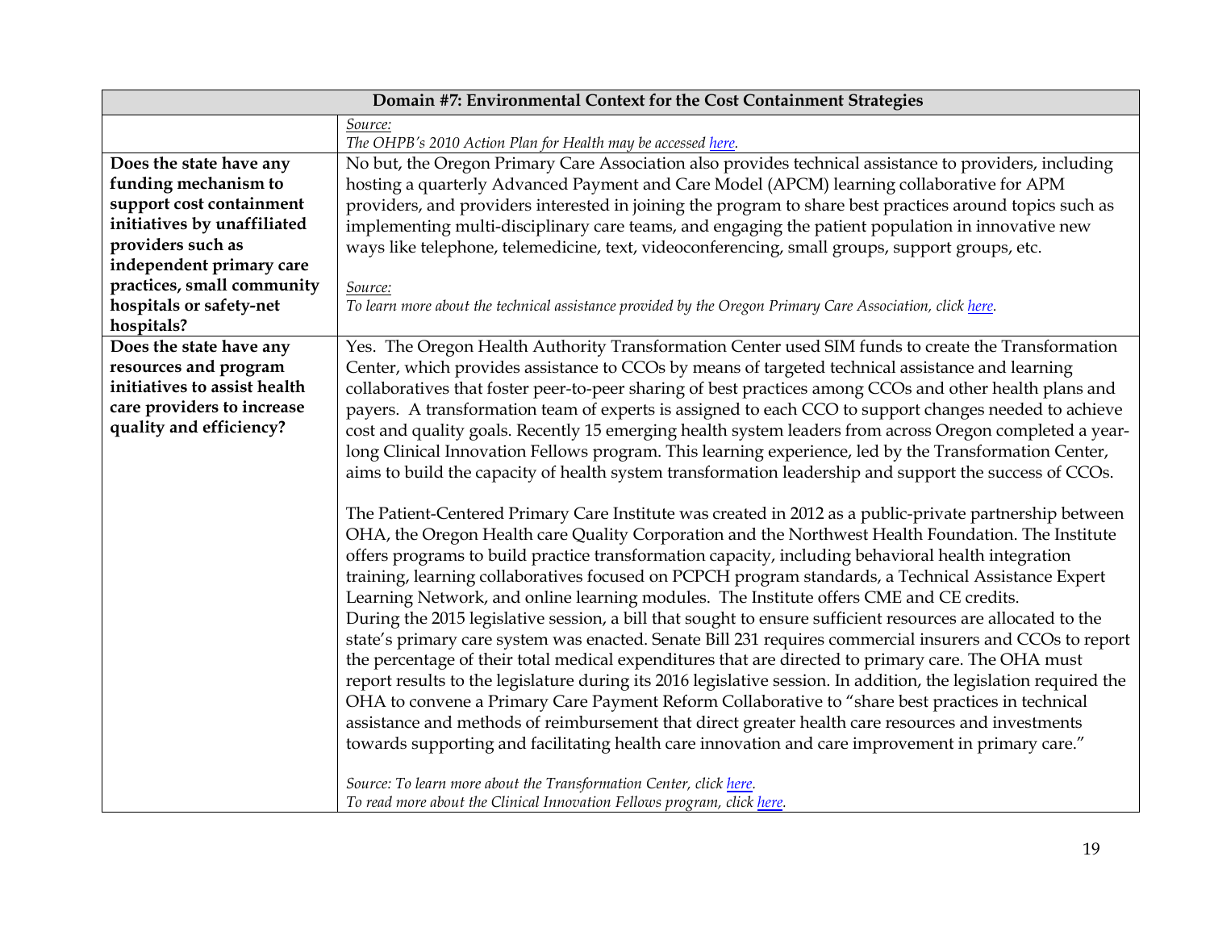| Domain #7: Environmental Context for the Cost Containment Strategies | |
|---|---|
| | *Source:* <br> *The OHPB's 2010 Action Plan for Health may be accessed here.* |
| **Does the state have any funding mechanism to support cost containment initiatives by unaffiliated providers such as independent primary care practices, small community hospitals or safety-net hospitals?** | No but, the Oregon Primary Care Association also provides technical assistance to providers, including hosting a quarterly Advanced Payment and Care Model (APCM) learning collaborative for APM providers, and providers interested in joining the program to share best practices around topics such as implementing multi-disciplinary care teams, and engaging the patient population in innovative new ways like telephone, telemedicine, text, videoconferencing, small groups, support groups, etc. <br><br> *Source:* <br> *To learn more about the technical assistance provided by the Oregon Primary Care Association, click here.* |
| **Does the state have any resources and program initiatives to assist health care providers to increase quality and efficiency?** | Yes. The Oregon Health Authority Transformation Center used SIM funds to create the Transformation Center, which provides assistance to CCOs by means of targeted technical assistance and learning collaboratives that foster peer-to-peer sharing of best practices among CCOs and other health plans and payers. A transformation team of experts is assigned to each CCO to support changes needed to achieve cost and quality goals. Recently 15 emerging health system leaders from across Oregon completed a year-long Clinical Innovation Fellows program. This learning experience, led by the Transformation Center, aims to build the capacity of health system transformation leadership and support the success of CCOs. <br><br> The Patient-Centered Primary Care Institute was created in 2012 as a public-private partnership between OHA, the Oregon Health care Quality Corporation and the Northwest Health Foundation. The Institute offers programs to build practice transformation capacity, including behavioral health integration training, learning collaboratives focused on PCPCH program standards, a Technical Assistance Expert Learning Network, and online learning modules. The Institute offers CME and CE credits. <br> During the 2015 legislative session, a bill that sought to ensure sufficient resources are allocated to the state's primary care system was enacted. Senate Bill 231 requires commercial insurers and CCOs to report the percentage of their total medical expenditures that are directed to primary care. The OHA must report results to the legislature during its 2016 legislative session. In addition, the legislation required the OHA to convene a Primary Care Payment Reform Collaborative to "share best practices in technical assistance and methods of reimbursement that direct greater health care resources and investments towards supporting and facilitating health care innovation and care improvement in primary care." <br><br> *Source: To learn more about the Transformation Center, click here.* <br> *To read more about the Clinical Innovation Fellows program, click here.* |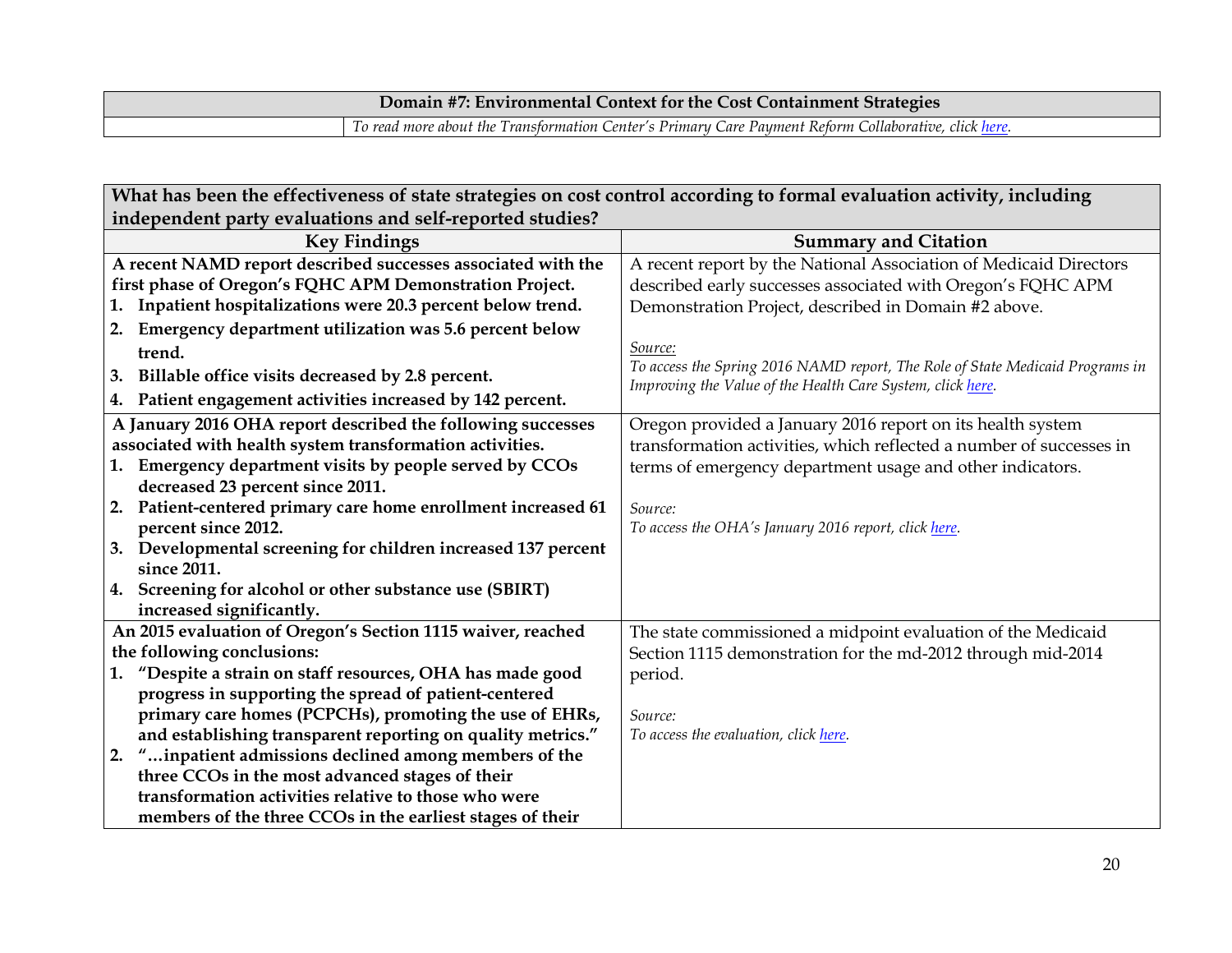| Domain #7: Environmental Context for the Cost Containment Strategies | |
|---|---|
| | *To read more about the Transformation Center's Primary Care Payment Reform Collaborative, click here.* |

| What has been the effectiveness of state strategies on cost control according to formal evaluation activity, including independent party evaluations and self-reported studies? | |
|---|---|
| **Key Findings** | **Summary and Citation** |
| **A recent NAMD report described successes associated with the first phase of Oregon's FQHC APM Demonstration Project.**<br>**1. Inpatient hospitalizations were 20.3 percent below trend.**<br>**2. Emergency department utilization was 5.6 percent below trend.**<br>**3. Billable office visits decreased by 2.8 percent.**<br>**4. Patient engagement activities increased by 142 percent.** | A recent report by the National Association of Medicaid Directors described early successes associated with Oregon's FQHC APM Demonstration Project, described in Domain #2 above.<br><br>*Source:*<br>*To access the Spring 2016 NAMD report, The Role of State Medicaid Programs in Improving the Value of the Health Care System, click here.* |
| **A January 2016 OHA report described the following successes associated with health system transformation activities.**<br>**1. Emergency department visits by people served by CCOs decreased 23 percent since 2011.**<br>**2. Patient-centered primary care home enrollment increased 61 percent since 2012.**<br>**3. Developmental screening for children increased 137 percent since 2011.**<br>**4. Screening for alcohol or other substance use (SBIRT) increased significantly.** | Oregon provided a January 2016 report on its health system transformation activities, which reflected a number of successes in terms of emergency department usage and other indicators.<br><br>*Source:*<br>*To access the OHA's January 2016 report, click here.* |
| **An 2015 evaluation of Oregon's Section 1115 waiver, reached the following conclusions:**<br>**1. "Despite a strain on staff resources, OHA has made good progress in supporting the spread of patient-centered primary care homes (PCPCHs), promoting the use of EHRs, and establishing transparent reporting on quality metrics."**<br>**2. "…inpatient admissions declined among members of the three CCOs in the most advanced stages of their transformation activities relative to those who were members of the three CCOs in the earliest stages of their** | The state commissioned a midpoint evaluation of the Medicaid Section 1115 demonstration for the md-2012 through mid-2014 period.<br><br>*Source:*<br>*To access the evaluation, click here.* |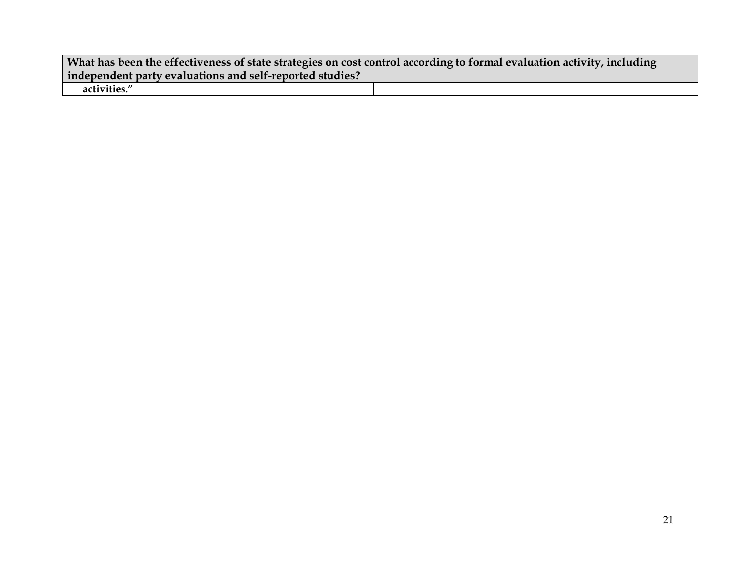| What has been the effectiveness of state strategies on cost control according to formal evaluation activity, including independent party evaluations and self-reported studies? | |
|---|---|
| **activities.”** | |